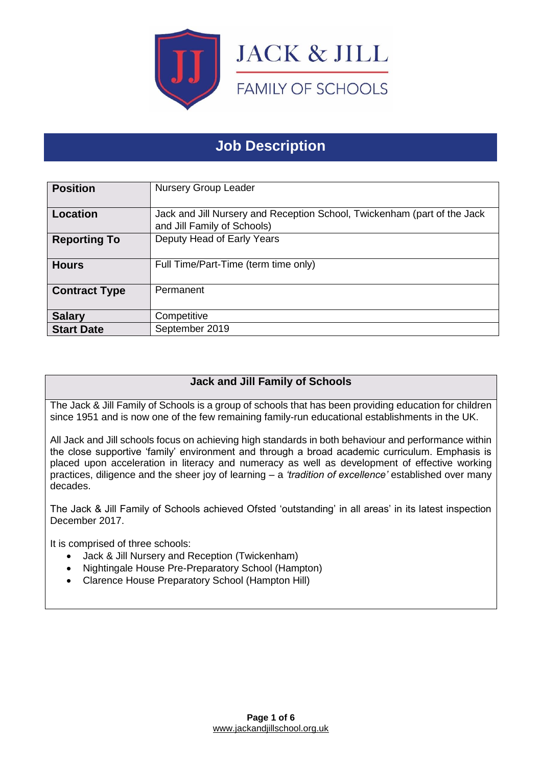JACK & JILL

FAMILY OF SCHOOLS

# Job Description

| | |
|---|---|
| **Position** | Nursery Group Leader |
| **Location** | Jack and Jill Nursery and Reception School, Twickenham (part of the Jack and Jill Family of Schools) |
| **Reporting To** | Deputy Head of Early Years |
| **Hours** | Full Time/Part-Time (term time only) |
| **Contract Type** | Permanent |
| **Salary** | Competitive |
| **Start Date** | September 2019 |

## Jack and Jill Family of Schools

The Jack & Jill Family of Schools is a group of schools that has been providing education for children since 1951 and is now one of the few remaining family-run educational establishments in the UK.

All Jack and Jill schools focus on achieving high standards in both behaviour and performance within the close supportive 'family' environment and through a broad academic curriculum. Emphasis is placed upon acceleration in literacy and numeracy as well as development of effective working practices, diligence and the sheer joy of learning – a *'tradition of excellence'* established over many decades.

The Jack & Jill Family of Schools achieved Ofsted 'outstanding' in all areas' in its latest inspection December 2017.

It is comprised of three schools:

- Jack & Jill Nursery and Reception (Twickenham)
- Nightingale House Pre-Preparatory School (Hampton)
- Clarence House Preparatory School (Hampton Hill)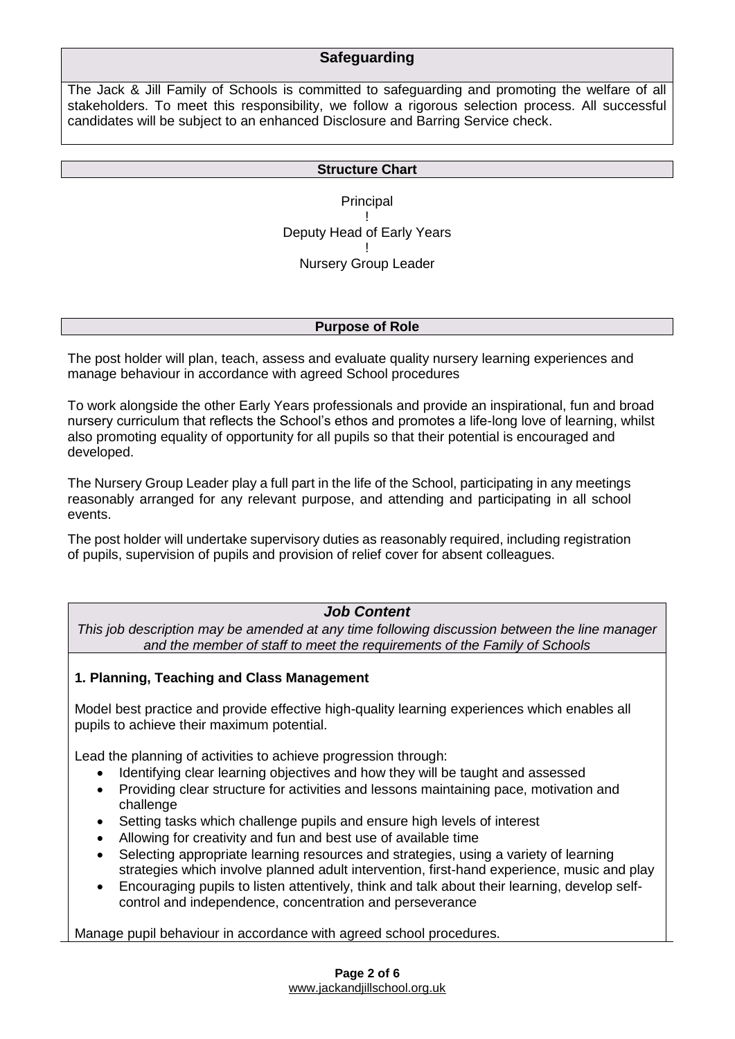## Safeguarding

The Jack & Jill Family of Schools is committed to safeguarding and promoting the welfare of all stakeholders. To meet this responsibility, we follow a rigorous selection process. All successful candidates will be subject to an enhanced Disclosure and Barring Service check.

## Structure Chart

Principal
!
Deputy Head of Early Years
!
Nursery Group Leader

## Purpose of Role

The post holder will plan, teach, assess and evaluate quality nursery learning experiences and manage behaviour in accordance with agreed School procedures

To work alongside the other Early Years professionals and provide an inspirational, fun and broad nursery curriculum that reflects the School's ethos and promotes a life-long love of learning, whilst also promoting equality of opportunity for all pupils so that their potential is encouraged and developed.

The Nursery Group Leader play a full part in the life of the School, participating in any meetings reasonably arranged for any relevant purpose, and attending and participating in all school events.

The post holder will undertake supervisory duties as reasonably required, including registration of pupils, supervision of pupils and provision of relief cover for absent colleagues.

## *Job Content*

*This job description may be amended at any time following discussion between the line manager and the member of staff to meet the requirements of the Family of Schools*

### 1. Planning, Teaching and Class Management

Model best practice and provide effective high-quality learning experiences which enables all pupils to achieve their maximum potential.

Lead the planning of activities to achieve progression through:

- Identifying clear learning objectives and how they will be taught and assessed
- Providing clear structure for activities and lessons maintaining pace, motivation and challenge
- Setting tasks which challenge pupils and ensure high levels of interest
- Allowing for creativity and fun and best use of available time
- Selecting appropriate learning resources and strategies, using a variety of learning strategies which involve planned adult intervention, first-hand experience, music and play
- Encouraging pupils to listen attentively, think and talk about their learning, develop self-control and independence, concentration and perseverance

Manage pupil behaviour in accordance with agreed school procedures.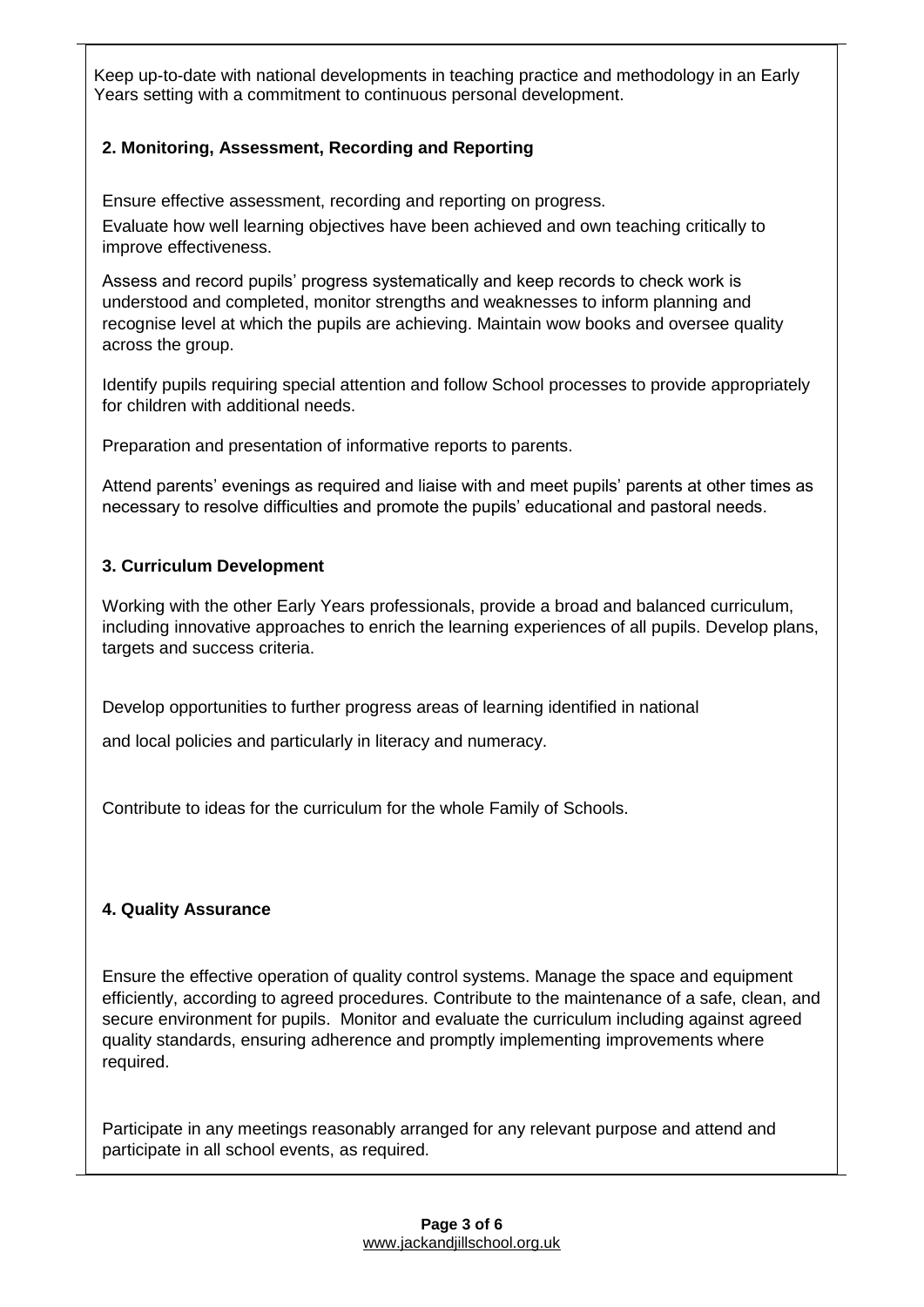Keep up-to-date with national developments in teaching practice and methodology in an Early Years setting with a commitment to continuous personal development.

**2. Monitoring, Assessment, Recording and Reporting**

Ensure effective assessment, recording and reporting on progress.

Evaluate how well learning objectives have been achieved and own teaching critically to improve effectiveness.

Assess and record pupils' progress systematically and keep records to check work is understood and completed, monitor strengths and weaknesses to inform planning and recognise level at which the pupils are achieving. Maintain wow books and oversee quality across the group.

Identify pupils requiring special attention and follow School processes to provide appropriately for children with additional needs.

Preparation and presentation of informative reports to parents.

Attend parents' evenings as required and liaise with and meet pupils' parents at other times as necessary to resolve difficulties and promote the pupils' educational and pastoral needs.

**3. Curriculum Development**

Working with the other Early Years professionals, provide a broad and balanced curriculum, including innovative approaches to enrich the learning experiences of all pupils. Develop plans, targets and success criteria.

Develop opportunities to further progress areas of learning identified in national

and local policies and particularly in literacy and numeracy.

Contribute to ideas for the curriculum for the whole Family of Schools.

**4. Quality Assurance**

Ensure the effective operation of quality control systems. Manage the space and equipment efficiently, according to agreed procedures. Contribute to the maintenance of a safe, clean, and secure environment for pupils. Monitor and evaluate the curriculum including against agreed quality standards, ensuring adherence and promptly implementing improvements where required.

Participate in any meetings reasonably arranged for any relevant purpose and attend and participate in all school events, as required.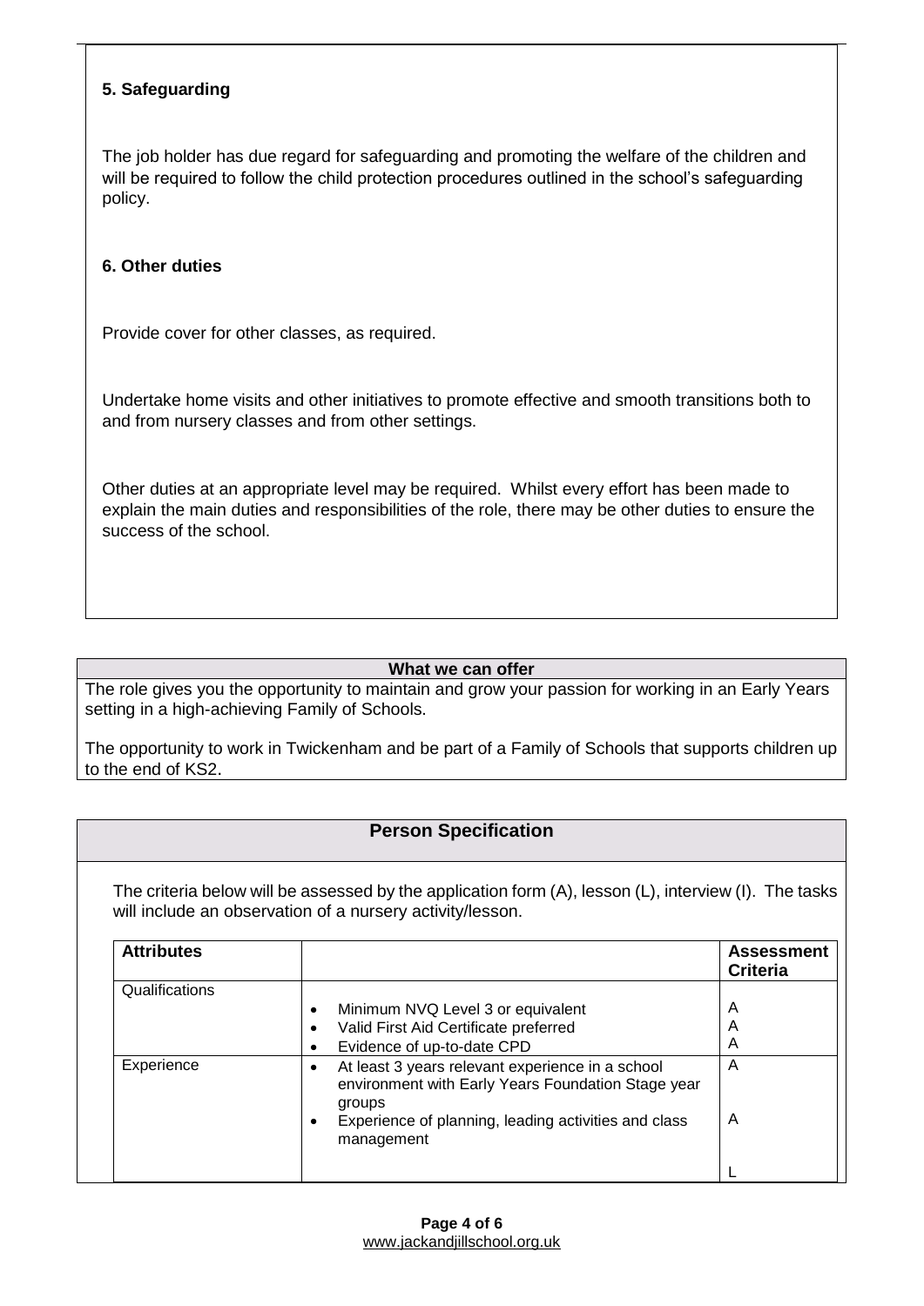### 5. Safeguarding

The job holder has due regard for safeguarding and promoting the welfare of the children and will be required to follow the child protection procedures outlined in the school's safeguarding policy.

### 6. Other duties

Provide cover for other classes, as required.

Undertake home visits and other initiatives to promote effective and smooth transitions both to and from nursery classes and from other settings.

Other duties at an appropriate level may be required. Whilst every effort has been made to explain the main duties and responsibilities of the role, there may be other duties to ensure the success of the school.

## What we can offer

The role gives you the opportunity to maintain and grow your passion for working in an Early Years setting in a high-achieving Family of Schools.

The opportunity to work in Twickenham and be part of a Family of Schools that supports children up to the end of KS2.

## Person Specification

The criteria below will be assessed by the application form (A), lesson (L), interview (I). The tasks will include an observation of a nursery activity/lesson.

| Attributes | | Assessment Criteria |
|---|---|---|
| Qualifications | • Minimum NVQ Level 3 or equivalent<br>• Valid First Aid Certificate preferred<br>• Evidence of up-to-date CPD | A<br>A<br>A |
| Experience | • At least 3 years relevant experience in a school environment with Early Years Foundation Stage year groups<br>• Experience of planning, leading activities and class management | A<br><br>A<br><br>L |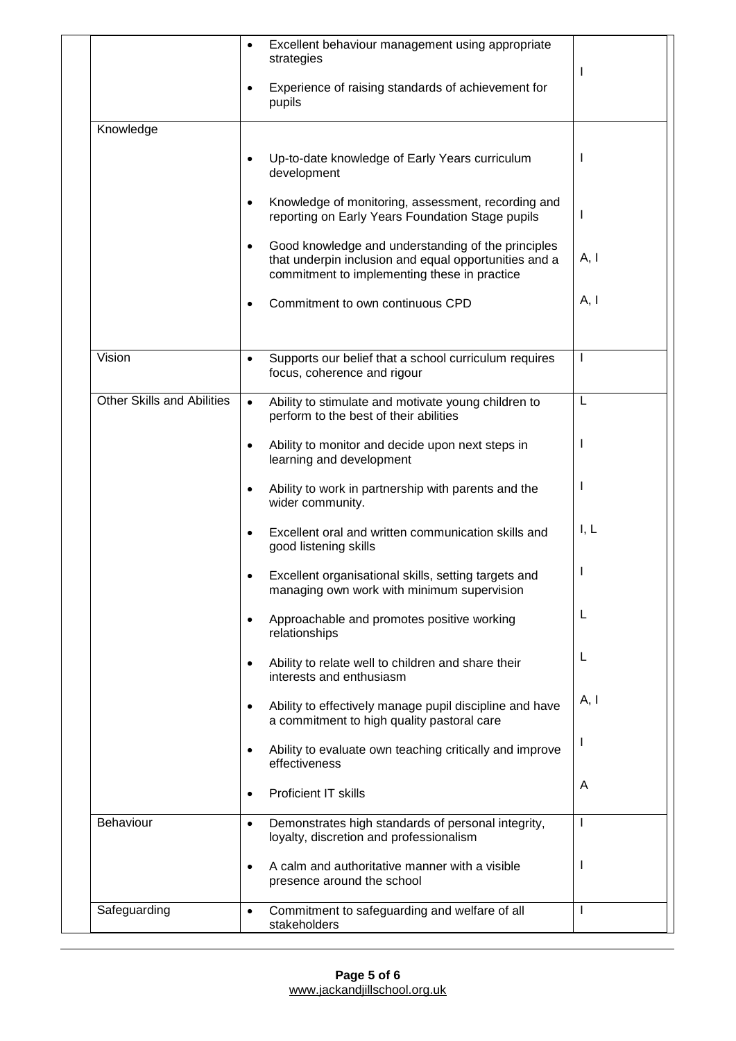| | | |
|---|---|---|
| | • Excellent behaviour management using appropriate strategies<br>• Experience of raising standards of achievement for pupils | I |
| Knowledge | • Up-to-date knowledge of Early Years curriculum development | I |
| | • Knowledge of monitoring, assessment, recording and reporting on Early Years Foundation Stage pupils | I |
| | • Good knowledge and understanding of the principles that underpin inclusion and equal opportunities and a commitment to implementing these in practice | A, I |
| | • Commitment to own continuous CPD | A, I |
| Vision | • Supports our belief that a school curriculum requires focus, coherence and rigour | I |
| Other Skills and Abilities | • Ability to stimulate and motivate young children to perform to the best of their abilities | L |
| | • Ability to monitor and decide upon next steps in learning and development | I |
| | • Ability to work in partnership with parents and the wider community. | I |
| | • Excellent oral and written communication skills and good listening skills | I, L |
| | • Excellent organisational skills, setting targets and managing own work with minimum supervision | I |
| | • Approachable and promotes positive working relationships | L |
| | • Ability to relate well to children and share their interests and enthusiasm | L |
| | • Ability to effectively manage pupil discipline and have a commitment to high quality pastoral care | A, I |
| | • Ability to evaluate own teaching critically and improve effectiveness | I |
| | • Proficient IT skills | A |
| Behaviour | • Demonstrates high standards of personal integrity, loyalty, discretion and professionalism | I |
| | • A calm and authoritative manner with a visible presence around the school | I |
| Safeguarding | • Commitment to safeguarding and welfare of all stakeholders | I |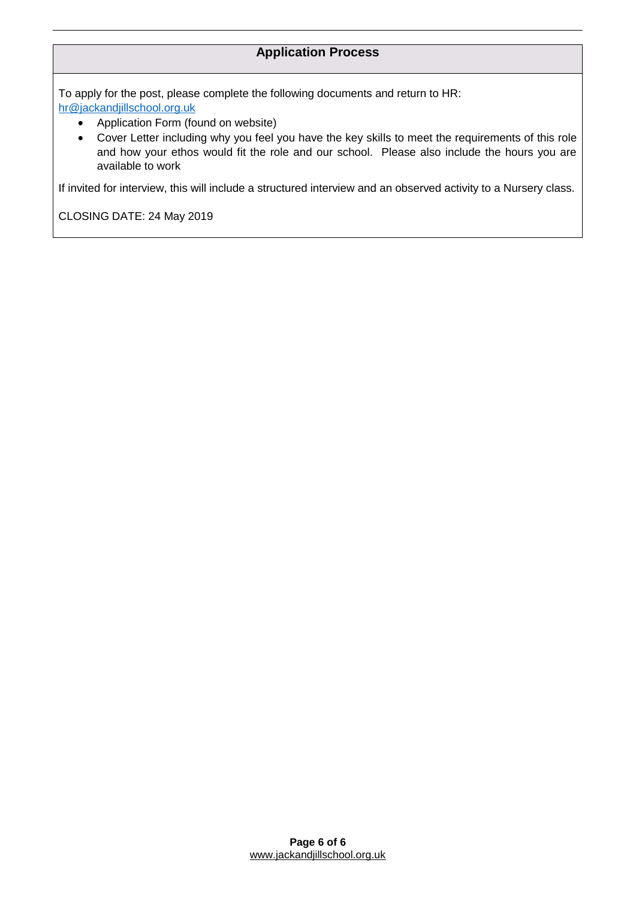## Application Process

To apply for the post, please complete the following documents and return to HR: hr@jackandjillschool.org.uk

- Application Form (found on website)
- Cover Letter including why you feel you have the key skills to meet the requirements of this role and how your ethos would fit the role and our school. Please also include the hours you are available to work

If invited for interview, this will include a structured interview and an observed activity to a Nursery class.

CLOSING DATE: 24 May 2019